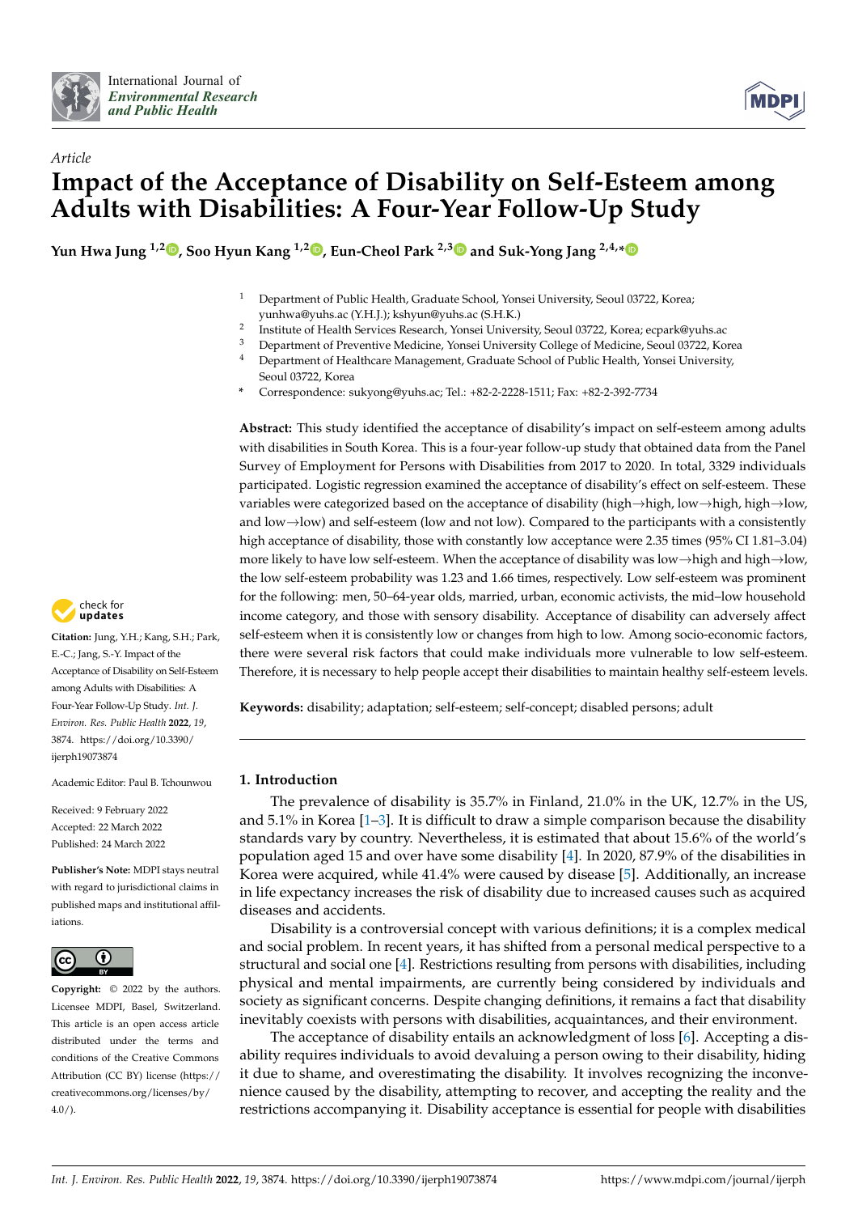*Article*

# Impact of the Acceptance of Disability on Self-Esteem among Adults with Disabilities: A Four-Year Follow-Up Study

**Yun Hwa Jung [1,2], Soo Hyun Kang [1,2], Eun-Cheol Park [2,3] and Suk-Yong Jang [2,4,*]**

[1] Department of Public Health, Graduate School, Yonsei University, Seoul 03722, Korea; yunhwa@yuhs.ac (Y.H.J.); kshyun@yuhs.ac (S.H.K.)
[2] Institute of Health Services Research, Yonsei University, Seoul 03722, Korea; ecpark@yuhs.ac
[3] Department of Preventive Medicine, Yonsei University College of Medicine, Seoul 03722, Korea
[4] Department of Healthcare Management, Graduate School of Public Health, Yonsei University, Seoul 03722, Korea
[*] Correspondence: sukyong@yuhs.ac; Tel.: +82-2-2228-1511; Fax: +82-2-392-7734

**Citation:** Jung, Y.H.; Kang, S.H.; Park, E.-C.; Jang, S.-Y. Impact of the Acceptance of Disability on Self-Esteem among Adults with Disabilities: A Four-Year Follow-Up Study. *Int. J. Environ. Res. Public Health* **2022**, *19*, 3874. https://doi.org/10.3390/ijerph19073874

Academic Editor: Paul B. Tchounwou

Received: 9 February 2022
Accepted: 22 March 2022
Published: 24 March 2022

**Publisher's Note:** MDPI stays neutral with regard to jurisdictional claims in published maps and institutional affiliations.

**Copyright:** © 2022 by the authors. Licensee MDPI, Basel, Switzerland. This article is an open access article distributed under the terms and conditions of the Creative Commons Attribution (CC BY) license (https://creativecommons.org/licenses/by/4.0/).

**Abstract:** This study identified the acceptance of disability's impact on self-esteem among adults with disabilities in South Korea. This is a four-year follow-up study that obtained data from the Panel Survey of Employment for Persons with Disabilities from 2017 to 2020. In total, 3329 individuals participated. Logistic regression examined the acceptance of disability's effect on self-esteem. These variables were categorized based on the acceptance of disability (high→high, low→high, high→low, and low→low) and self-esteem (low and not low). Compared to the participants with a consistently high acceptance of disability, those with constantly low acceptance were 2.35 times (95% CI 1.81–3.04) more likely to have low self-esteem. When the acceptance of disability was low→high and high→low, the low self-esteem probability was 1.23 and 1.66 times, respectively. Low self-esteem was prominent for the following: men, 50–64-year olds, married, urban, economic activists, the mid–low household income category, and those with sensory disability. Acceptance of disability can adversely affect self-esteem when it is consistently low or changes from high to low. Among socio-economic factors, there were several risk factors that could make individuals more vulnerable to low self-esteem. Therefore, it is necessary to help people accept their disabilities to maintain healthy self-esteem levels.

**Keywords:** disability; adaptation; self-esteem; self-concept; disabled persons; adult

## 1. Introduction

The prevalence of disability is 35.7% in Finland, 21.0% in the UK, 12.7% in the US, and 5.1% in Korea [1–3]. It is difficult to draw a simple comparison because the disability standards vary by country. Nevertheless, it is estimated that about 15.6% of the world's population aged 15 and over have some disability [4]. In 2020, 87.9% of the disabilities in Korea were acquired, while 41.4% were caused by disease [5]. Additionally, an increase in life expectancy increases the risk of disability due to increased causes such as acquired diseases and accidents.

Disability is a controversial concept with various definitions; it is a complex medical and social problem. In recent years, it has shifted from a personal medical perspective to a structural and social one [4]. Restrictions resulting from persons with disabilities, including physical and mental impairments, are currently being considered by individuals and society as significant concerns. Despite changing definitions, it remains a fact that disability inevitably coexists with persons with disabilities, acquaintances, and their environment.

The acceptance of disability entails an acknowledgment of loss [6]. Accepting a disability requires individuals to avoid devaluing a person owing to their disability, hiding it due to shame, and overestimating the disability. It involves recognizing the inconvenience caused by the disability, attempting to recover, and accepting the reality and the restrictions accompanying it. Disability acceptance is essential for people with disabilities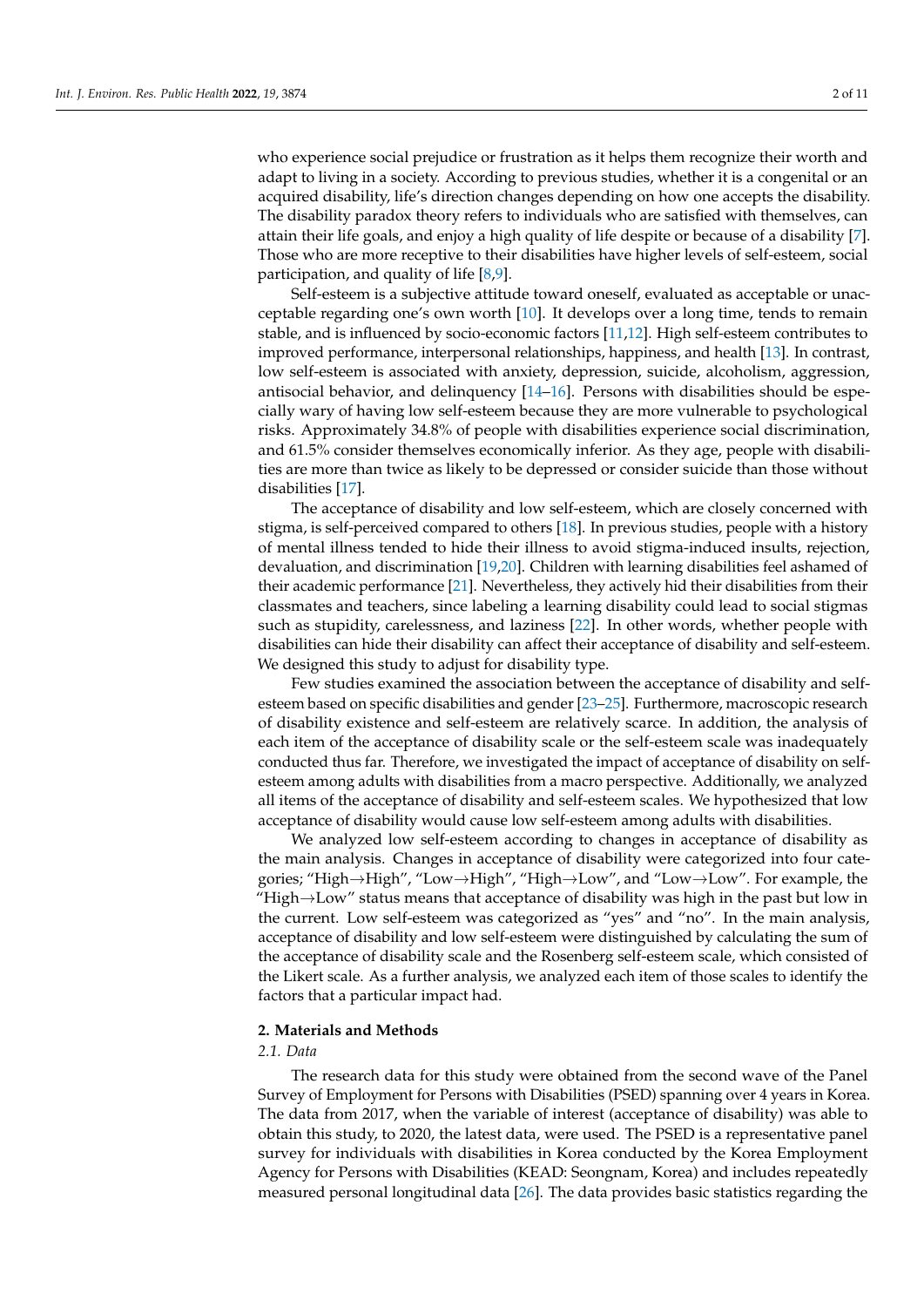who experience social prejudice or frustration as it helps them recognize their worth and adapt to living in a society. According to previous studies, whether it is a congenital or an acquired disability, life's direction changes depending on how one accepts the disability. The disability paradox theory refers to individuals who are satisfied with themselves, can attain their life goals, and enjoy a high quality of life despite or because of a disability [7]. Those who are more receptive to their disabilities have higher levels of self-esteem, social participation, and quality of life [8,9].

Self-esteem is a subjective attitude toward oneself, evaluated as acceptable or unacceptable regarding one's own worth [10]. It develops over a long time, tends to remain stable, and is influenced by socio-economic factors [11,12]. High self-esteem contributes to improved performance, interpersonal relationships, happiness, and health [13]. In contrast, low self-esteem is associated with anxiety, depression, suicide, alcoholism, aggression, antisocial behavior, and delinquency [14–16]. Persons with disabilities should be especially wary of having low self-esteem because they are more vulnerable to psychological risks. Approximately 34.8% of people with disabilities experience social discrimination, and 61.5% consider themselves economically inferior. As they age, people with disabilities are more than twice as likely to be depressed or consider suicide than those without disabilities [17].

The acceptance of disability and low self-esteem, which are closely concerned with stigma, is self-perceived compared to others [18]. In previous studies, people with a history of mental illness tended to hide their illness to avoid stigma-induced insults, rejection, devaluation, and discrimination [19,20]. Children with learning disabilities feel ashamed of their academic performance [21]. Nevertheless, they actively hid their disabilities from their classmates and teachers, since labeling a learning disability could lead to social stigmas such as stupidity, carelessness, and laziness [22]. In other words, whether people with disabilities can hide their disability can affect their acceptance of disability and self-esteem. We designed this study to adjust for disability type.

Few studies examined the association between the acceptance of disability and self-esteem based on specific disabilities and gender [23–25]. Furthermore, macroscopic research of disability existence and self-esteem are relatively scarce. In addition, the analysis of each item of the acceptance of disability scale or the self-esteem scale was inadequately conducted thus far. Therefore, we investigated the impact of acceptance of disability on self-esteem among adults with disabilities from a macro perspective. Additionally, we analyzed all items of the acceptance of disability and self-esteem scales. We hypothesized that low acceptance of disability would cause low self-esteem among adults with disabilities.

We analyzed low self-esteem according to changes in acceptance of disability as the main analysis. Changes in acceptance of disability were categorized into four categories; "High→High", "Low→High", "High→Low", and "Low→Low". For example, the "High→Low" status means that acceptance of disability was high in the past but low in the current. Low self-esteem was categorized as "yes" and "no". In the main analysis, acceptance of disability and low self-esteem were distinguished by calculating the sum of the acceptance of disability scale and the Rosenberg self-esteem scale, which consisted of the Likert scale. As a further analysis, we analyzed each item of those scales to identify the factors that a particular impact had.

## 2. Materials and Methods

### *2.1. Data*

The research data for this study were obtained from the second wave of the Panel Survey of Employment for Persons with Disabilities (PSED) spanning over 4 years in Korea. The data from 2017, when the variable of interest (acceptance of disability) was able to obtain this study, to 2020, the latest data, were used. The PSED is a representative panel survey for individuals with disabilities in Korea conducted by the Korea Employment Agency for Persons with Disabilities (KEAD: Seongnam, Korea) and includes repeatedly measured personal longitudinal data [26]. The data provides basic statistics regarding the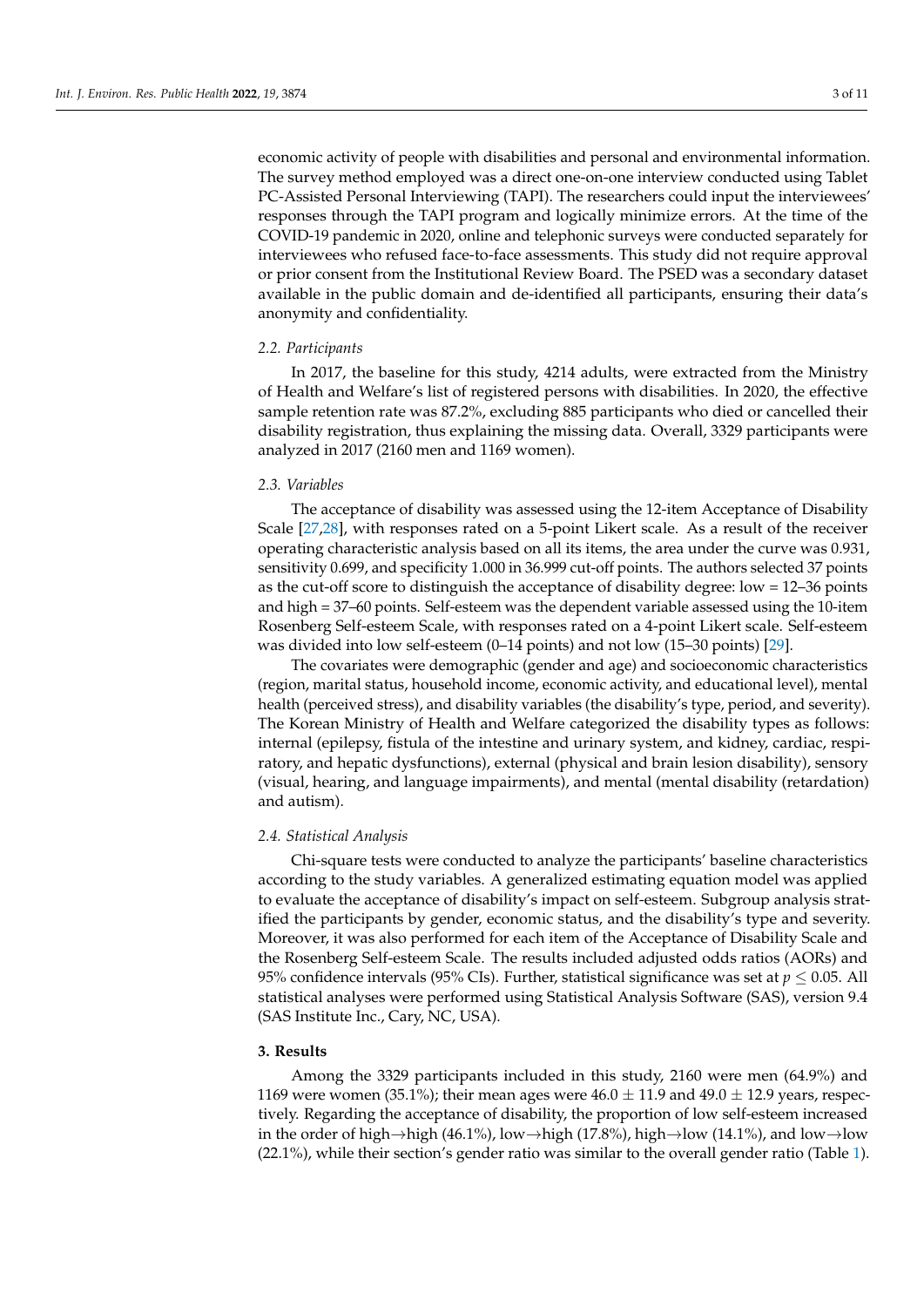economic activity of people with disabilities and personal and environmental information. The survey method employed was a direct one-on-one interview conducted using Tablet PC-Assisted Personal Interviewing (TAPI). The researchers could input the interviewees' responses through the TAPI program and logically minimize errors. At the time of the COVID-19 pandemic in 2020, online and telephonic surveys were conducted separately for interviewees who refused face-to-face assessments. This study did not require approval or prior consent from the Institutional Review Board. The PSED was a secondary dataset available in the public domain and de-identified all participants, ensuring their data's anonymity and confidentiality.

### *2.2. Participants*

In 2017, the baseline for this study, 4214 adults, were extracted from the Ministry of Health and Welfare's list of registered persons with disabilities. In 2020, the effective sample retention rate was 87.2%, excluding 885 participants who died or cancelled their disability registration, thus explaining the missing data. Overall, 3329 participants were analyzed in 2017 (2160 men and 1169 women).

### *2.3. Variables*

The acceptance of disability was assessed using the 12-item Acceptance of Disability Scale [27,28], with responses rated on a 5-point Likert scale. As a result of the receiver operating characteristic analysis based on all its items, the area under the curve was 0.931, sensitivity 0.699, and specificity 1.000 in 36.999 cut-off points. The authors selected 37 points as the cut-off score to distinguish the acceptance of disability degree: low = 12–36 points and high = 37–60 points. Self-esteem was the dependent variable assessed using the 10-item Rosenberg Self-esteem Scale, with responses rated on a 4-point Likert scale. Self-esteem was divided into low self-esteem (0–14 points) and not low (15–30 points) [29].

The covariates were demographic (gender and age) and socioeconomic characteristics (region, marital status, household income, economic activity, and educational level), mental health (perceived stress), and disability variables (the disability's type, period, and severity). The Korean Ministry of Health and Welfare categorized the disability types as follows: internal (epilepsy, fistula of the intestine and urinary system, and kidney, cardiac, respiratory, and hepatic dysfunctions), external (physical and brain lesion disability), sensory (visual, hearing, and language impairments), and mental (mental disability (retardation) and autism).

### *2.4. Statistical Analysis*

Chi-square tests were conducted to analyze the participants' baseline characteristics according to the study variables. A generalized estimating equation model was applied to evaluate the acceptance of disability's impact on self-esteem. Subgroup analysis stratified the participants by gender, economic status, and the disability's type and severity. Moreover, it was also performed for each item of the Acceptance of Disability Scale and the Rosenberg Self-esteem Scale. The results included adjusted odds ratios (AORs) and 95% confidence intervals (95% CIs). Further, statistical significance was set at $p \leq 0.05$. All statistical analyses were performed using Statistical Analysis Software (SAS), version 9.4 (SAS Institute Inc., Cary, NC, USA).

## 3. Results

Among the 3329 participants included in this study, 2160 were men (64.9%) and 1169 were women (35.1%); their mean ages were $46.0 \pm 11.9$ and $49.0 \pm 12.9$ years, respectively. Regarding the acceptance of disability, the proportion of low self-esteem increased in the order of high→high (46.1%), low→high (17.8%), high→low (14.1%), and low→low (22.1%), while their section's gender ratio was similar to the overall gender ratio (Table 1).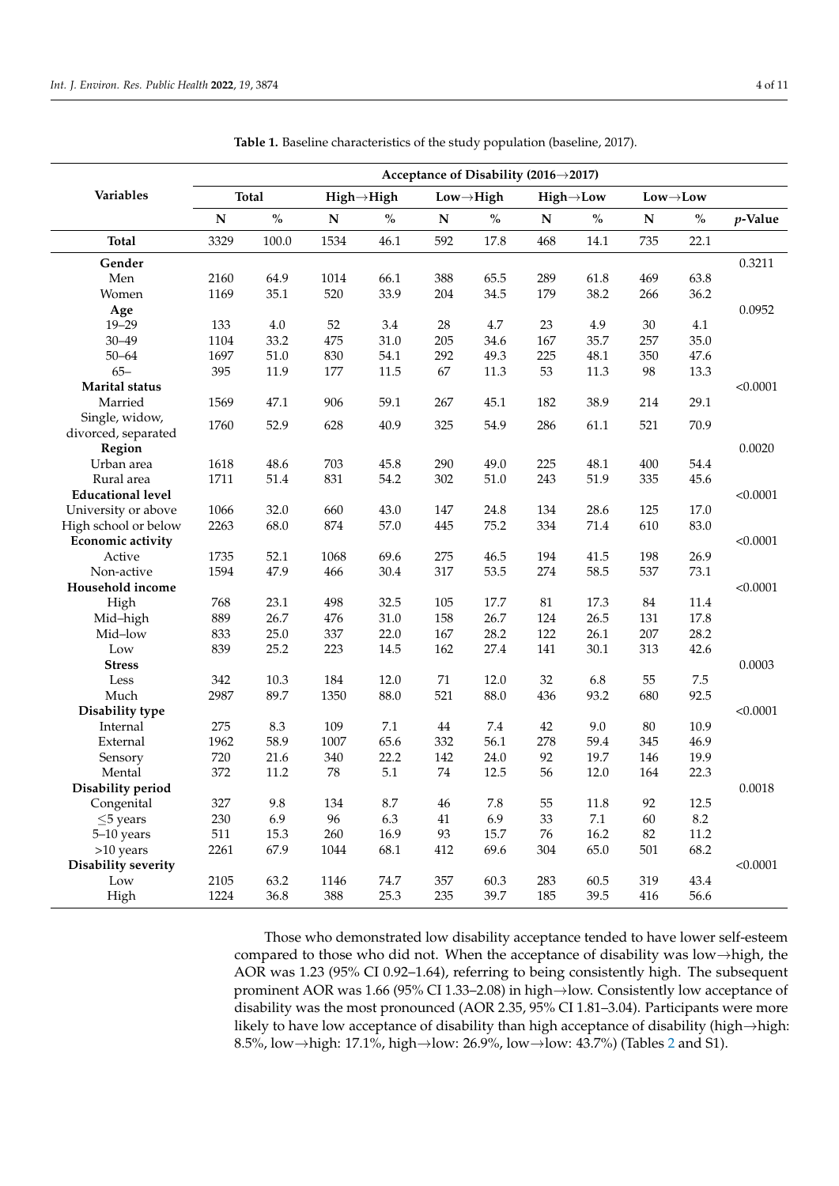**Table 1.** Baseline characteristics of the study population (baseline, 2017).

| Variables | Acceptance of Disability (2016→2017) | | | | | | | | | | |
|---|---|---|---|---|---|---|---|---|---|---|---|
| | Total | | High→High | | Low→High | | High→Low | | Low→Low | | |
| | N | % | N | % | N | % | N | % | N | % | *p*-Value |
| **Total** | 3329 | 100.0 | 1534 | 46.1 | 592 | 17.8 | 468 | 14.1 | 735 | 22.1 | |
| **Gender** | | | | | | | | | | | 0.3211 |
| Men | 2160 | 64.9 | 1014 | 66.1 | 388 | 65.5 | 289 | 61.8 | 469 | 63.8 | |
| Women | 1169 | 35.1 | 520 | 33.9 | 204 | 34.5 | 179 | 38.2 | 266 | 36.2 | |
| **Age** | | | | | | | | | | | 0.0952 |
| 19–29 | 133 | 4.0 | 52 | 3.4 | 28 | 4.7 | 23 | 4.9 | 30 | 4.1 | |
| 30–49 | 1104 | 33.2 | 475 | 31.0 | 205 | 34.6 | 167 | 35.7 | 257 | 35.0 | |
| 50–64 | 1697 | 51.0 | 830 | 54.1 | 292 | 49.3 | 225 | 48.1 | 350 | 47.6 | |
| 65– | 395 | 11.9 | 177 | 11.5 | 67 | 11.3 | 53 | 11.3 | 98 | 13.3 | |
| **Marital status** | | | | | | | | | | | <0.0001 |
| Married | 1569 | 47.1 | 906 | 59.1 | 267 | 45.1 | 182 | 38.9 | 214 | 29.1 | |
| Single, widow, divorced, separated | 1760 | 52.9 | 628 | 40.9 | 325 | 54.9 | 286 | 61.1 | 521 | 70.9 | |
| **Region** | | | | | | | | | | | 0.0020 |
| Urban area | 1618 | 48.6 | 703 | 45.8 | 290 | 49.0 | 225 | 48.1 | 400 | 54.4 | |
| Rural area | 1711 | 51.4 | 831 | 54.2 | 302 | 51.0 | 243 | 51.9 | 335 | 45.6 | |
| **Educational level** | | | | | | | | | | | <0.0001 |
| University or above | 1066 | 32.0 | 660 | 43.0 | 147 | 24.8 | 134 | 28.6 | 125 | 17.0 | |
| High school or below | 2263 | 68.0 | 874 | 57.0 | 445 | 75.2 | 334 | 71.4 | 610 | 83.0 | |
| **Economic activity** | | | | | | | | | | | <0.0001 |
| Active | 1735 | 52.1 | 1068 | 69.6 | 275 | 46.5 | 194 | 41.5 | 198 | 26.9 | |
| Non-active | 1594 | 47.9 | 466 | 30.4 | 317 | 53.5 | 274 | 58.5 | 537 | 73.1 | |
| **Household income** | | | | | | | | | | | <0.0001 |
| High | 768 | 23.1 | 498 | 32.5 | 105 | 17.7 | 81 | 17.3 | 84 | 11.4 | |
| Mid–high | 889 | 26.7 | 476 | 31.0 | 158 | 26.7 | 124 | 26.5 | 131 | 17.8 | |
| Mid–low | 833 | 25.0 | 337 | 22.0 | 167 | 28.2 | 122 | 26.1 | 207 | 28.2 | |
| Low | 839 | 25.2 | 223 | 14.5 | 162 | 27.4 | 141 | 30.1 | 313 | 42.6 | |
| **Stress** | | | | | | | | | | | 0.0003 |
| Less | 342 | 10.3 | 184 | 12.0 | 71 | 12.0 | 32 | 6.8 | 55 | 7.5 | |
| Much | 2987 | 89.7 | 1350 | 88.0 | 521 | 88.0 | 436 | 93.2 | 680 | 92.5 | |
| **Disability type** | | | | | | | | | | | <0.0001 |
| Internal | 275 | 8.3 | 109 | 7.1 | 44 | 7.4 | 42 | 9.0 | 80 | 10.9 | |
| External | 1962 | 58.9 | 1007 | 65.6 | 332 | 56.1 | 278 | 59.4 | 345 | 46.9 | |
| Sensory | 720 | 21.6 | 340 | 22.2 | 142 | 24.0 | 92 | 19.7 | 146 | 19.9 | |
| Mental | 372 | 11.2 | 78 | 5.1 | 74 | 12.5 | 56 | 12.0 | 164 | 22.3 | |
| **Disability period** | | | | | | | | | | | 0.0018 |
| Congenital | 327 | 9.8 | 134 | 8.7 | 46 | 7.8 | 55 | 11.8 | 92 | 12.5 | |
| ≤5 years | 230 | 6.9 | 96 | 6.3 | 41 | 6.9 | 33 | 7.1 | 60 | 8.2 | |
| 5–10 years | 511 | 15.3 | 260 | 16.9 | 93 | 15.7 | 76 | 16.2 | 82 | 11.2 | |
| >10 years | 2261 | 67.9 | 1044 | 68.1 | 412 | 69.6 | 304 | 65.0 | 501 | 68.2 | |
| **Disability severity** | | | | | | | | | | | <0.0001 |
| Low | 2105 | 63.2 | 1146 | 74.7 | 357 | 60.3 | 283 | 60.5 | 319 | 43.4 | |
| High | 1224 | 36.8 | 388 | 25.3 | 235 | 39.7 | 185 | 39.5 | 416 | 56.6 | |

Those who demonstrated low disability acceptance tended to have lower self-esteem compared to those who did not. When the acceptance of disability was low→high, the AOR was 1.23 (95% CI 0.92–1.64), referring to being consistently high. The subsequent prominent AOR was 1.66 (95% CI 1.33–2.08) in high→low. Consistently low acceptance of disability was the most pronounced (AOR 2.35, 95% CI 1.81–3.04). Participants were more likely to have low acceptance of disability than high acceptance of disability (high→high: 8.5%, low→high: 17.1%, high→low: 26.9%, low→low: 43.7%) (Tables 2 and S1).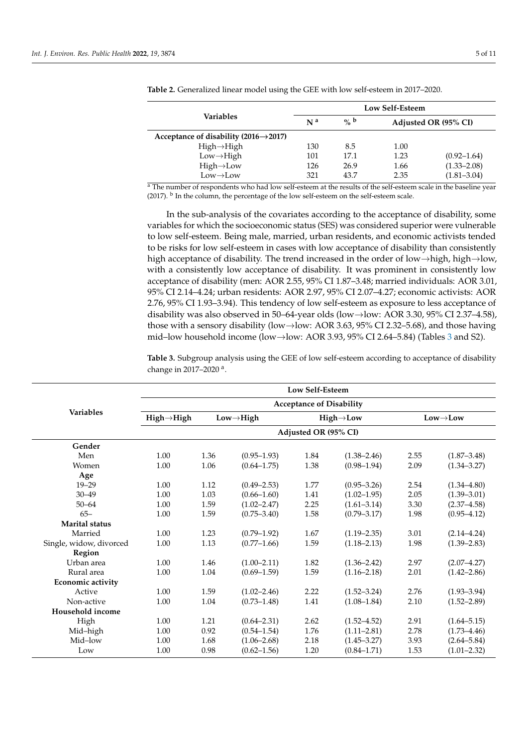**Table 2.** Generalized linear model using the GEE with low self-esteem in 2017–2020.

| Variables | Low Self-Esteem | | | |
|---|---|---|---|---|
| | N [a] | % [b] | Adjusted OR (95% CI) | |
| **Acceptance of disability (2016→2017)** | | | | |
| High→High | 130 | 8.5 | 1.00 | |
| Low→High | 101 | 17.1 | 1.23 | (0.92–1.64) |
| High→Low | 126 | 26.9 | 1.66 | (1.33–2.08) |
| Low→Low | 321 | 43.7 | 2.35 | (1.81–3.04) |

[a] The number of respondents who had low self-esteem at the results of the self-esteem scale in the baseline year (2017). [b] In the column, the percentage of the low self-esteem on the self-esteem scale.

In the sub-analysis of the covariates according to the acceptance of disability, some variables for which the socioeconomic status (SES) was considered superior were vulnerable to low self-esteem. Being male, married, urban residents, and economic activists tended to be risks for low self-esteem in cases with low acceptance of disability than consistently high acceptance of disability. The trend increased in the order of low→high, high→low, with a consistently low acceptance of disability. It was prominent in consistently low acceptance of disability (men: AOR 2.55, 95% CI 1.87–3.48; married individuals: AOR 3.01, 95% CI 2.14–4.24; urban residents: AOR 2.97, 95% CI 2.07–4.27; economic activists: AOR 2.76, 95% CI 1.93–3.94). This tendency of low self-esteem as exposure to less acceptance of disability was also observed in 50–64-year olds (low→low: AOR 3.30, 95% CI 2.37–4.58), those with a sensory disability (low→low: AOR 3.63, 95% CI 2.32–5.68), and those having mid–low household income (low→low: AOR 3.93, 95% CI 2.64–5.84) (Tables 3 and S2).

**Table 3.** Subgroup analysis using the GEE of low self-esteem according to acceptance of disability change in 2017–2020 [a].

| Variables | Low Self-Esteem | | | | | | |
|---|---|---|---|---|---|---|---|
| | Acceptance of Disability | | | | | | |
| | High→High | Low→High | | High→Low | | Low→Low | |
| | Adjusted OR (95% CI) | | | | | | |
| **Gender** | | | | | | | |
| Men | 1.00 | 1.36 | (0.95–1.93) | 1.84 | (1.38–2.46) | 2.55 | (1.87–3.48) |
| Women | 1.00 | 1.06 | (0.64–1.75) | 1.38 | (0.98–1.94) | 2.09 | (1.34–3.27) |
| **Age** | | | | | | | |
| 19–29 | 1.00 | 1.12 | (0.49–2.53) | 1.77 | (0.95–3.26) | 2.54 | (1.34–4.80) |
| 30–49 | 1.00 | 1.03 | (0.66–1.60) | 1.41 | (1.02–1.95) | 2.05 | (1.39–3.01) |
| 50–64 | 1.00 | 1.59 | (1.02–2.47) | 2.25 | (1.61–3.14) | 3.30 | (2.37–4.58) |
| 65– | 1.00 | 1.59 | (0.75–3.40) | 1.58 | (0.79–3.17) | 1.98 | (0.95–4.12) |
| **Marital status** | | | | | | | |
| Married | 1.00 | 1.23 | (0.79–1.92) | 1.67 | (1.19–2.35) | 3.01 | (2.14–4.24) |
| Single, widow, divorced | 1.00 | 1.13 | (0.77–1.66) | 1.59 | (1.18–2.13) | 1.98 | (1.39–2.83) |
| **Region** | | | | | | | |
| Urban area | 1.00 | 1.46 | (1.00–2.11) | 1.82 | (1.36–2.42) | 2.97 | (2.07–4.27) |
| Rural area | 1.00 | 1.04 | (0.69–1.59) | 1.59 | (1.16–2.18) | 2.01 | (1.42–2.86) |
| **Economic activity** | | | | | | | |
| Active | 1.00 | 1.59 | (1.02–2.46) | 2.22 | (1.52–3.24) | 2.76 | (1.93–3.94) |
| Non-active | 1.00 | 1.04 | (0.73–1.48) | 1.41 | (1.08–1.84) | 2.10 | (1.52–2.89) |
| **Household income** | | | | | | | |
| High | 1.00 | 1.21 | (0.64–2.31) | 2.62 | (1.52–4.52) | 2.91 | (1.64–5.15) |
| Mid–high | 1.00 | 0.92 | (0.54–1.54) | 1.76 | (1.11–2.81) | 2.78 | (1.73–4.46) |
| Mid–low | 1.00 | 1.68 | (1.06–2.68) | 2.18 | (1.45–3.27) | 3.93 | (2.64–5.84) |
| Low | 1.00 | 0.98 | (0.62–1.56) | 1.20 | (0.84–1.71) | 1.53 | (1.01–2.32) |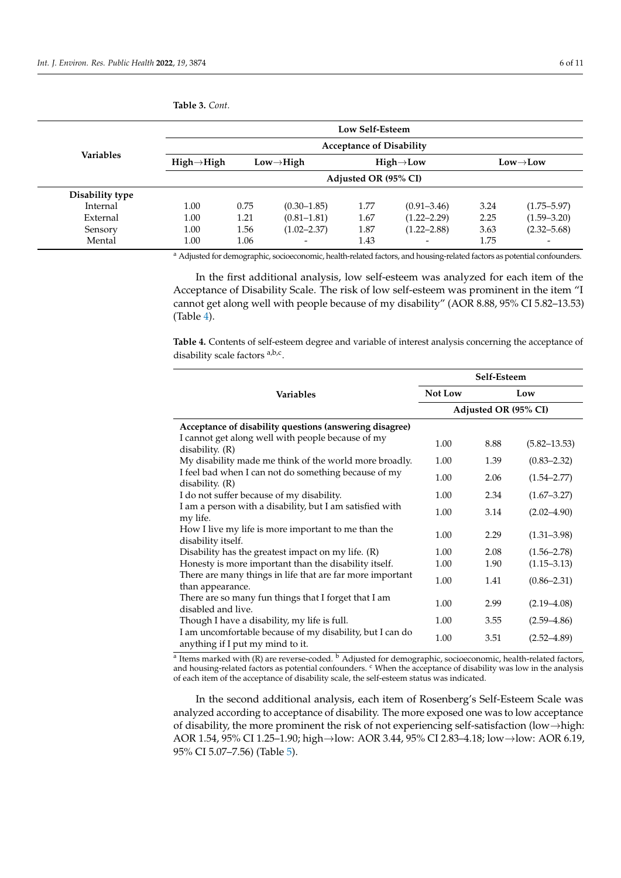**Table 3.** *Cont.*

| Variables | Low Self-Esteem | | | | | | |
|---|---|---|---|---|---|---|---|
| | Acceptance of Disability | | | | | | |
| | High→High | Low→High | | High→Low | | Low→Low | |
| | Adjusted OR (95% CI) | | | | | | |
| **Disability type** | | | | | | | |
| Internal | 1.00 | 0.75 | (0.30–1.85) | 1.77 | (0.91–3.46) | 3.24 | (1.75–5.97) |
| External | 1.00 | 1.21 | (0.81–1.81) | 1.67 | (1.22–2.29) | 2.25 | (1.59–3.20) |
| Sensory | 1.00 | 1.56 | (1.02–2.37) | 1.87 | (1.22–2.88) | 3.63 | (2.32–5.68) |
| Mental | 1.00 | 1.06 | - | 1.43 | - | 1.75 | - |

[a] Adjusted for demographic, socioeconomic, health-related factors, and housing-related factors as potential confounders.

In the first additional analysis, low self-esteem was analyzed for each item of the Acceptance of Disability Scale. The risk of low self-esteem was prominent in the item "I cannot get along well with people because of my disability" (AOR 8.88, 95% CI 5.82–13.53) (Table 4).

**Table 4.** Contents of self-esteem degree and variable of interest analysis concerning the acceptance of disability scale factors [a,b,c].

| Variables | Self-Esteem | | |
|---|---|---|---|
| | Not Low | Low | |
| | Adjusted OR (95% CI) | | |
| **Acceptance of disability questions (answering disagree)** | | | |
| I cannot get along well with people because of my disability. (R) | 1.00 | 8.88 | (5.82–13.53) |
| My disability made me think of the world more broadly. | 1.00 | 1.39 | (0.83–2.32) |
| I feel bad when I can not do something because of my disability. (R) | 1.00 | 2.06 | (1.54–2.77) |
| I do not suffer because of my disability. | 1.00 | 2.34 | (1.67–3.27) |
| I am a person with a disability, but I am satisfied with my life. | 1.00 | 3.14 | (2.02–4.90) |
| How I live my life is more important to me than the disability itself. | 1.00 | 2.29 | (1.31–3.98) |
| Disability has the greatest impact on my life. (R) | 1.00 | 2.08 | (1.56–2.78) |
| Honesty is more important than the disability itself. | 1.00 | 1.90 | (1.15–3.13) |
| There are many things in life that are far more important than appearance. | 1.00 | 1.41 | (0.86–2.31) |
| There are so many fun things that I forget that I am disabled and live. | 1.00 | 2.99 | (2.19–4.08) |
| Though I have a disability, my life is full. | 1.00 | 3.55 | (2.59–4.86) |
| I am uncomfortable because of my disability, but I can do anything if I put my mind to it. | 1.00 | 3.51 | (2.52–4.89) |

[a] Items marked with (R) are reverse-coded. [b] Adjusted for demographic, socioeconomic, health-related factors, and housing-related factors as potential confounders. [c] When the acceptance of disability was low in the analysis of each item of the acceptance of disability scale, the self-esteem status was indicated.

In the second additional analysis, each item of Rosenberg's Self-Esteem Scale was analyzed according to acceptance of disability. The more exposed one was to low acceptance of disability, the more prominent the risk of not experiencing self-satisfaction (low→high: AOR 1.54, 95% CI 1.25–1.90; high→low: AOR 3.44, 95% CI 2.83–4.18; low→low: AOR 6.19, 95% CI 5.07–7.56) (Table 5).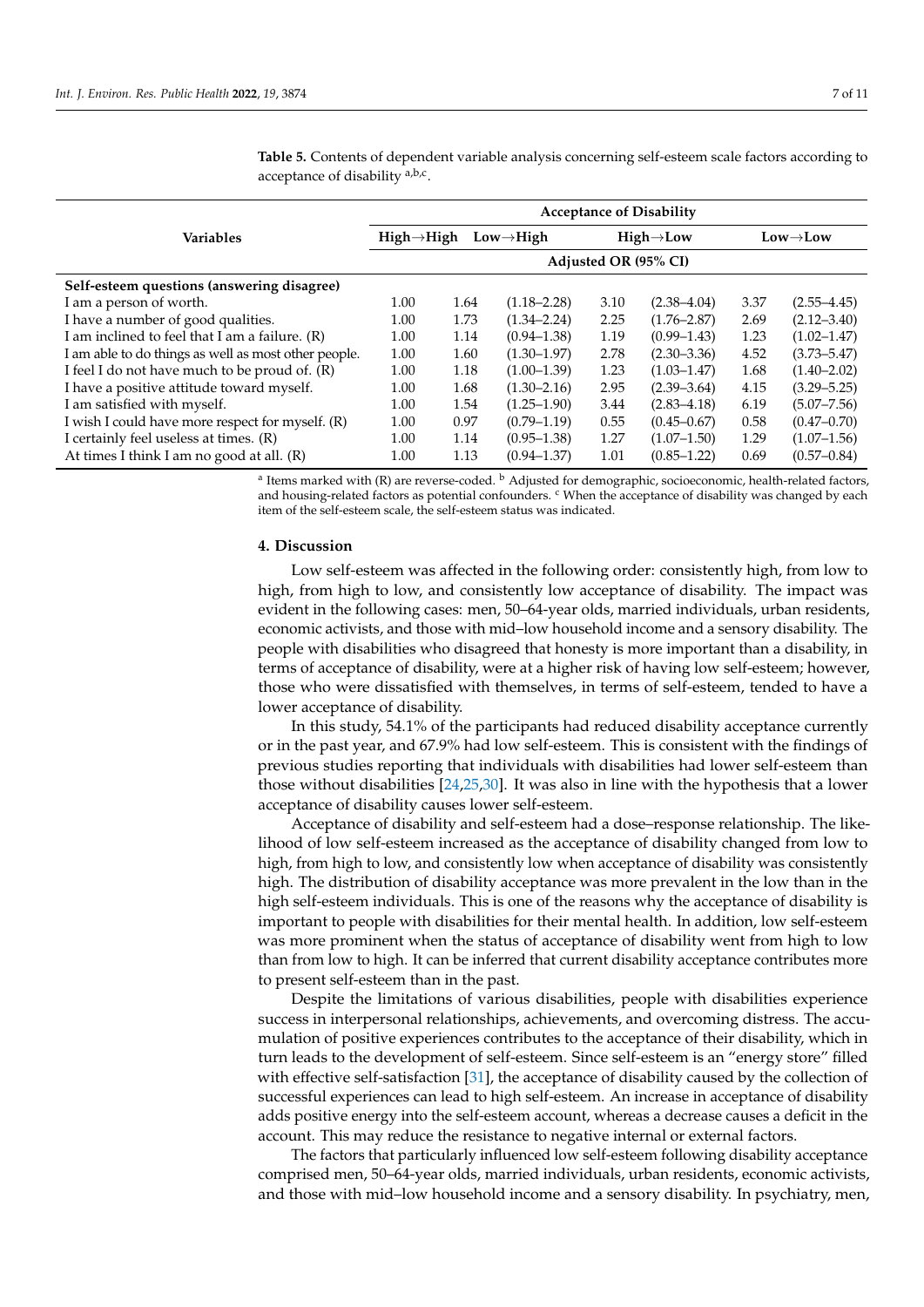**Table 5.** Contents of dependent variable analysis concerning self-esteem scale factors according to acceptance of disability [a,b,c].

| Variables | Acceptance of Disability | | | | | | |
|---|---|---|---|---|---|---|---|
| | High→High | Low→High | | High→Low | | Low→Low | |
| | Adjusted OR (95% CI) | | | | | | |
| **Self-esteem questions (answering disagree)** | | | | | | | |
| I am a person of worth. | 1.00 | 1.64 | (1.18–2.28) | 3.10 | (2.38–4.04) | 3.37 | (2.55–4.45) |
| I have a number of good qualities. | 1.00 | 1.73 | (1.34–2.24) | 2.25 | (1.76–2.87) | 2.69 | (2.12–3.40) |
| I am inclined to feel that I am a failure. (R) | 1.00 | 1.14 | (0.94–1.38) | 1.19 | (0.99–1.43) | 1.23 | (1.02–1.47) |
| I am able to do things as well as most other people. | 1.00 | 1.60 | (1.30–1.97) | 2.78 | (2.30–3.36) | 4.52 | (3.73–5.47) |
| I feel I do not have much to be proud of. (R) | 1.00 | 1.18 | (1.00–1.39) | 1.23 | (1.03–1.47) | 1.68 | (1.40–2.02) |
| I have a positive attitude toward myself. | 1.00 | 1.68 | (1.30–2.16) | 2.95 | (2.39–3.64) | 4.15 | (3.29–5.25) |
| I am satisfied with myself. | 1.00 | 1.54 | (1.25–1.90) | 3.44 | (2.83–4.18) | 6.19 | (5.07–7.56) |
| I wish I could have more respect for myself. (R) | 1.00 | 0.97 | (0.79–1.19) | 0.55 | (0.45–0.67) | 0.58 | (0.47–0.70) |
| I certainly feel useless at times. (R) | 1.00 | 1.14 | (0.95–1.38) | 1.27 | (1.07–1.50) | 1.29 | (1.07–1.56) |
| At times I think I am no good at all. (R) | 1.00 | 1.13 | (0.94–1.37) | 1.01 | (0.85–1.22) | 0.69 | (0.57–0.84) |

[a] Items marked with (R) are reverse-coded. [b] Adjusted for demographic, socioeconomic, health-related factors, and housing-related factors as potential confounders. [c] When the acceptance of disability was changed by each item of the self-esteem scale, the self-esteem status was indicated.

## 4. Discussion

Low self-esteem was affected in the following order: consistently high, from low to high, from high to low, and consistently low acceptance of disability. The impact was evident in the following cases: men, 50–64-year olds, married individuals, urban residents, economic activists, and those with mid–low household income and a sensory disability. The people with disabilities who disagreed that honesty is more important than a disability, in terms of acceptance of disability, were at a higher risk of having low self-esteem; however, those who were dissatisfied with themselves, in terms of self-esteem, tended to have a lower acceptance of disability.

In this study, 54.1% of the participants had reduced disability acceptance currently or in the past year, and 67.9% had low self-esteem. This is consistent with the findings of previous studies reporting that individuals with disabilities had lower self-esteem than those without disabilities [24,25,30]. It was also in line with the hypothesis that a lower acceptance of disability causes lower self-esteem.

Acceptance of disability and self-esteem had a dose–response relationship. The likelihood of low self-esteem increased as the acceptance of disability changed from low to high, from high to low, and consistently low when acceptance of disability was consistently high. The distribution of disability acceptance was more prevalent in the low than in the high self-esteem individuals. This is one of the reasons why the acceptance of disability is important to people with disabilities for their mental health. In addition, low self-esteem was more prominent when the status of acceptance of disability went from high to low than from low to high. It can be inferred that current disability acceptance contributes more to present self-esteem than in the past.

Despite the limitations of various disabilities, people with disabilities experience success in interpersonal relationships, achievements, and overcoming distress. The accumulation of positive experiences contributes to the acceptance of their disability, which in turn leads to the development of self-esteem. Since self-esteem is an "energy store" filled with effective self-satisfaction [31], the acceptance of disability caused by the collection of successful experiences can lead to high self-esteem. An increase in acceptance of disability adds positive energy into the self-esteem account, whereas a decrease causes a deficit in the account. This may reduce the resistance to negative internal or external factors.

The factors that particularly influenced low self-esteem following disability acceptance comprised men, 50–64-year olds, married individuals, urban residents, economic activists, and those with mid–low household income and a sensory disability. In psychiatry, men,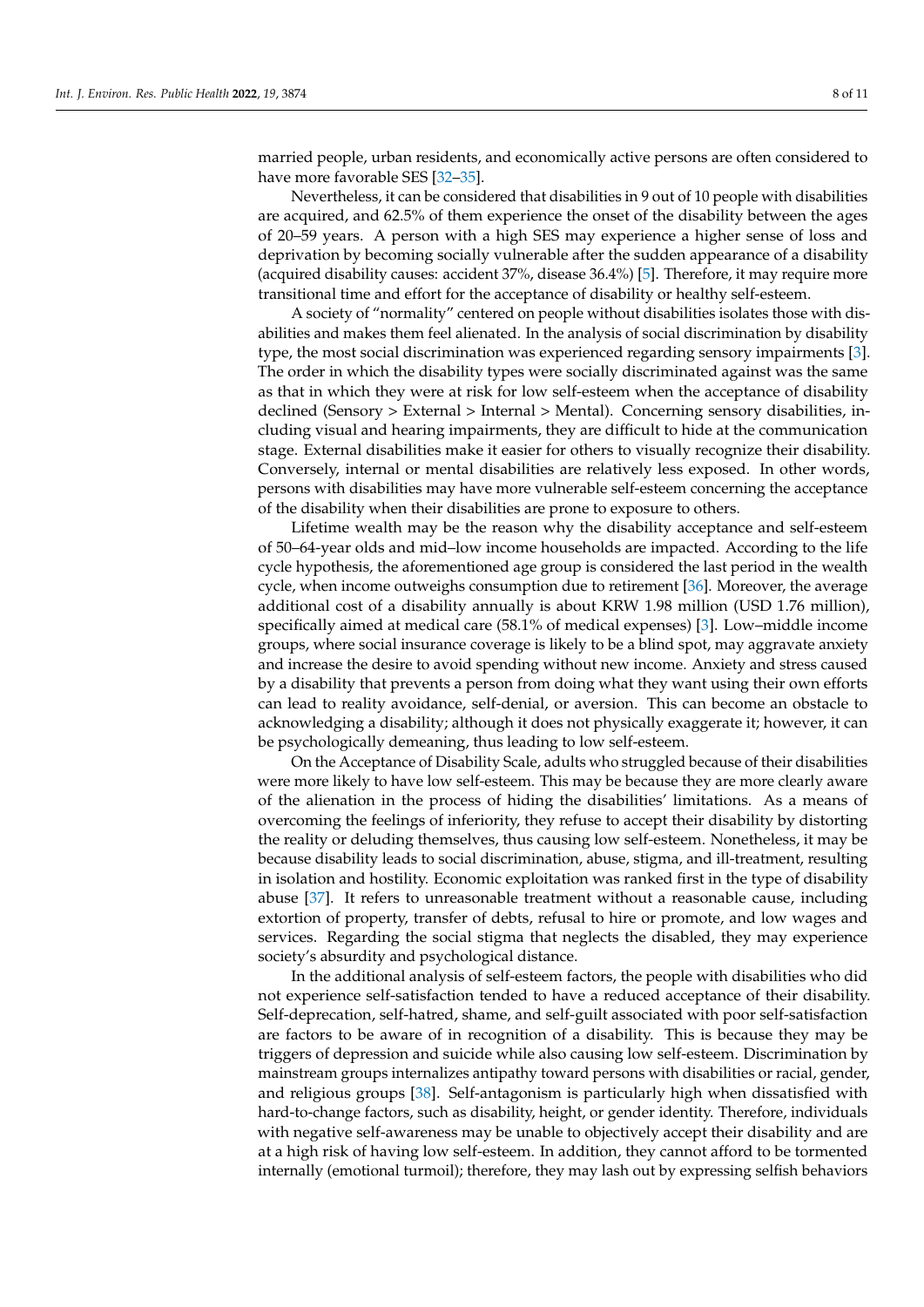married people, urban residents, and economically active persons are often considered to have more favorable SES [32–35].

Nevertheless, it can be considered that disabilities in 9 out of 10 people with disabilities are acquired, and 62.5% of them experience the onset of the disability between the ages of 20–59 years. A person with a high SES may experience a higher sense of loss and deprivation by becoming socially vulnerable after the sudden appearance of a disability (acquired disability causes: accident 37%, disease 36.4%) [5]. Therefore, it may require more transitional time and effort for the acceptance of disability or healthy self-esteem.

A society of "normality" centered on people without disabilities isolates those with disabilities and makes them feel alienated. In the analysis of social discrimination by disability type, the most social discrimination was experienced regarding sensory impairments [3]. The order in which the disability types were socially discriminated against was the same as that in which they were at risk for low self-esteem when the acceptance of disability declined (Sensory > External > Internal > Mental). Concerning sensory disabilities, including visual and hearing impairments, they are difficult to hide at the communication stage. External disabilities make it easier for others to visually recognize their disability. Conversely, internal or mental disabilities are relatively less exposed. In other words, persons with disabilities may have more vulnerable self-esteem concerning the acceptance of the disability when their disabilities are prone to exposure to others.

Lifetime wealth may be the reason why the disability acceptance and self-esteem of 50–64-year olds and mid–low income households are impacted. According to the life cycle hypothesis, the aforementioned age group is considered the last period in the wealth cycle, when income outweighs consumption due to retirement [36]. Moreover, the average additional cost of a disability annually is about KRW 1.98 million (USD 1.76 million), specifically aimed at medical care (58.1% of medical expenses) [3]. Low–middle income groups, where social insurance coverage is likely to be a blind spot, may aggravate anxiety and increase the desire to avoid spending without new income. Anxiety and stress caused by a disability that prevents a person from doing what they want using their own efforts can lead to reality avoidance, self-denial, or aversion. This can become an obstacle to acknowledging a disability; although it does not physically exaggerate it; however, it can be psychologically demeaning, thus leading to low self-esteem.

On the Acceptance of Disability Scale, adults who struggled because of their disabilities were more likely to have low self-esteem. This may be because they are more clearly aware of the alienation in the process of hiding the disabilities' limitations. As a means of overcoming the feelings of inferiority, they refuse to accept their disability by distorting the reality or deluding themselves, thus causing low self-esteem. Nonetheless, it may be because disability leads to social discrimination, abuse, stigma, and ill-treatment, resulting in isolation and hostility. Economic exploitation was ranked first in the type of disability abuse [37]. It refers to unreasonable treatment without a reasonable cause, including extortion of property, transfer of debts, refusal to hire or promote, and low wages and services. Regarding the social stigma that neglects the disabled, they may experience society's absurdity and psychological distance.

In the additional analysis of self-esteem factors, the people with disabilities who did not experience self-satisfaction tended to have a reduced acceptance of their disability. Self-deprecation, self-hatred, shame, and self-guilt associated with poor self-satisfaction are factors to be aware of in recognition of a disability. This is because they may be triggers of depression and suicide while also causing low self-esteem. Discrimination by mainstream groups internalizes antipathy toward persons with disabilities or racial, gender, and religious groups [38]. Self-antagonism is particularly high when dissatisfied with hard-to-change factors, such as disability, height, or gender identity. Therefore, individuals with negative self-awareness may be unable to objectively accept their disability and are at a high risk of having low self-esteem. In addition, they cannot afford to be tormented internally (emotional turmoil); therefore, they may lash out by expressing selfish behaviors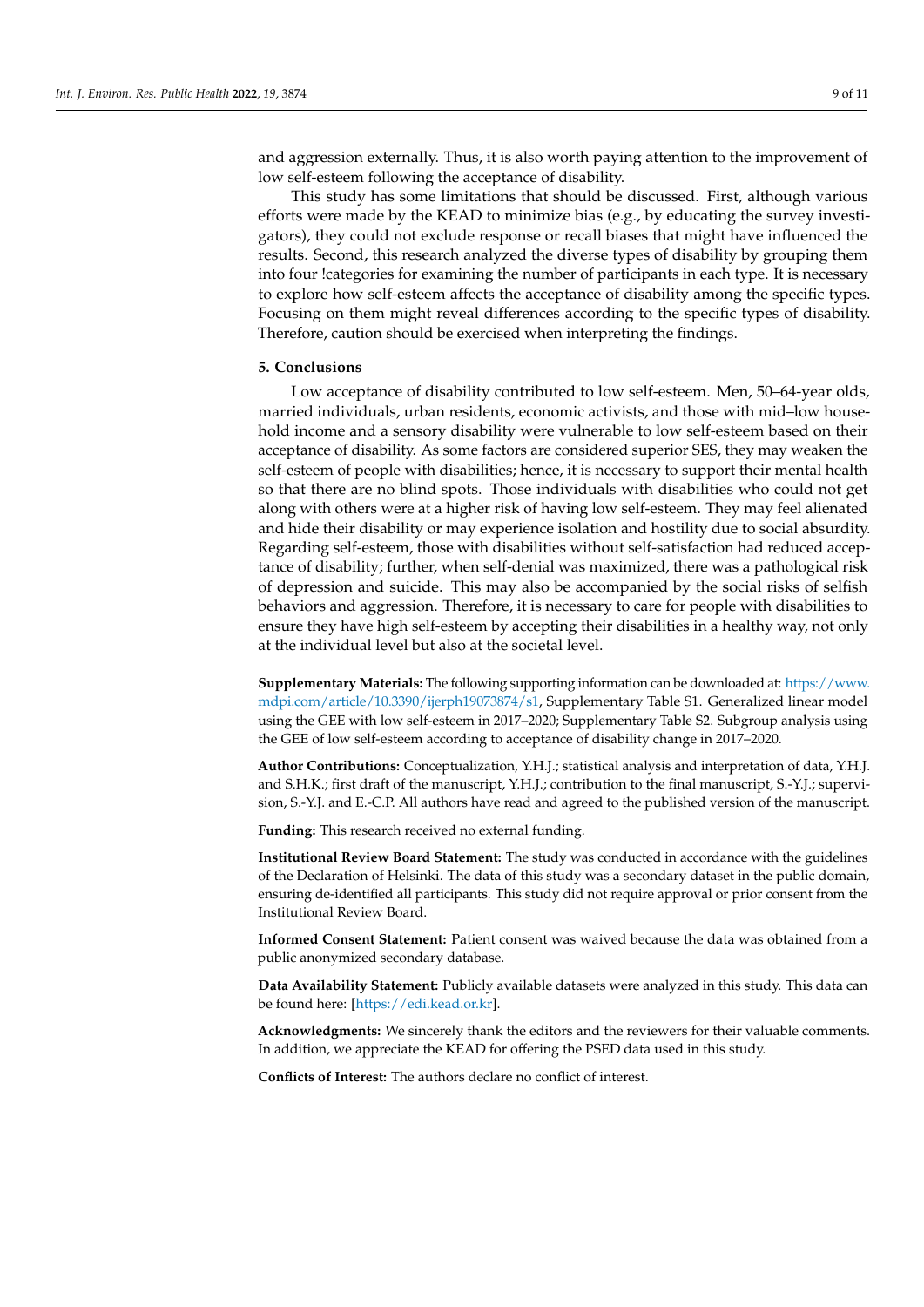and aggression externally. Thus, it is also worth paying attention to the improvement of low self-esteem following the acceptance of disability.

This study has some limitations that should be discussed. First, although various efforts were made by the KEAD to minimize bias (e.g., by educating the survey investigators), they could not exclude response or recall biases that might have influenced the results. Second, this research analyzed the diverse types of disability by grouping them into four !categories for examining the number of participants in each type. It is necessary to explore how self-esteem affects the acceptance of disability among the specific types. Focusing on them might reveal differences according to the specific types of disability. Therefore, caution should be exercised when interpreting the findings.

## 5. Conclusions

Low acceptance of disability contributed to low self-esteem. Men, 50–64-year olds, married individuals, urban residents, economic activists, and those with mid–low household income and a sensory disability were vulnerable to low self-esteem based on their acceptance of disability. As some factors are considered superior SES, they may weaken the self-esteem of people with disabilities; hence, it is necessary to support their mental health so that there are no blind spots. Those individuals with disabilities who could not get along with others were at a higher risk of having low self-esteem. They may feel alienated and hide their disability or may experience isolation and hostility due to social absurdity. Regarding self-esteem, those with disabilities without self-satisfaction had reduced acceptance of disability; further, when self-denial was maximized, there was a pathological risk of depression and suicide. This may also be accompanied by the social risks of selfish behaviors and aggression. Therefore, it is necessary to care for people with disabilities to ensure they have high self-esteem by accepting their disabilities in a healthy way, not only at the individual level but also at the societal level.

**Supplementary Materials:** The following supporting information can be downloaded at: https://www.mdpi.com/article/10.3390/ijerph19073874/s1, Supplementary Table S1. Generalized linear model using the GEE with low self-esteem in 2017–2020; Supplementary Table S2. Subgroup analysis using the GEE of low self-esteem according to acceptance of disability change in 2017–2020.

**Author Contributions:** Conceptualization, Y.H.J.; statistical analysis and interpretation of data, Y.H.J. and S.H.K.; first draft of the manuscript, Y.H.J.; contribution to the final manuscript, S.-Y.J.; supervision, S.-Y.J. and E.-C.P. All authors have read and agreed to the published version of the manuscript.

**Funding:** This research received no external funding.

**Institutional Review Board Statement:** The study was conducted in accordance with the guidelines of the Declaration of Helsinki. The data of this study was a secondary dataset in the public domain, ensuring de-identified all participants. This study did not require approval or prior consent from the Institutional Review Board.

**Informed Consent Statement:** Patient consent was waived because the data was obtained from a public anonymized secondary database.

**Data Availability Statement:** Publicly available datasets were analyzed in this study. This data can be found here: [https://edi.kead.or.kr].

**Acknowledgments:** We sincerely thank the editors and the reviewers for their valuable comments. In addition, we appreciate the KEAD for offering the PSED data used in this study.

**Conflicts of Interest:** The authors declare no conflict of interest.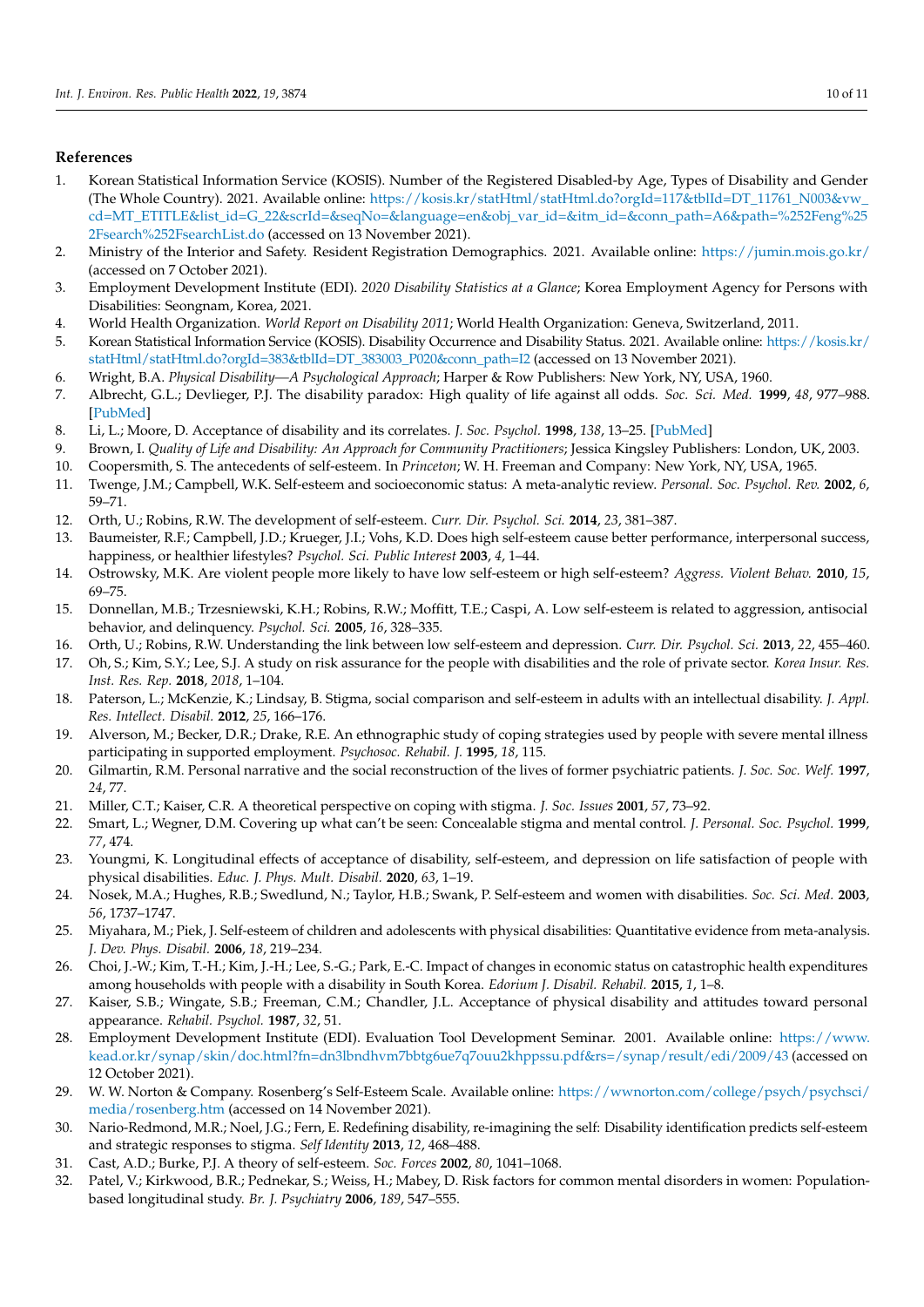## References

1. Korean Statistical Information Service (KOSIS). Number of the Registered Disabled-by Age, Types of Disability and Gender (The Whole Country). 2021. Available online: https://kosis.kr/statHtml/statHtml.do?orgId=117&tblId=DT_11761_N003&vw_cd=MT_ETITLE&list_id=G_22&scrId=&seqNo=&language=en&obj_var_id=&itm_id=&conn_path=A6&path=%252Feng%252Fsearch%252FsearchList.do (accessed on 13 November 2021).
2. Ministry of the Interior and Safety. Resident Registration Demographics. 2021. Available online: https://jumin.mois.go.kr/ (accessed on 7 October 2021).
3. Employment Development Institute (EDI). *2020 Disability Statistics at a Glance*; Korea Employment Agency for Persons with Disabilities: Seongnam, Korea, 2021.
4. World Health Organization. *World Report on Disability 2011*; World Health Organization: Geneva, Switzerland, 2011.
5. Korean Statistical Information Service (KOSIS). Disability Occurrence and Disability Status. 2021. Available online: https://kosis.kr/statHtml/statHtml.do?orgId=383&tblId=DT_383003_P020&conn_path=I2 (accessed on 13 November 2021).
6. Wright, B.A. *Physical Disability—A Psychological Approach*; Harper & Row Publishers: New York, NY, USA, 1960.
7. Albrecht, G.L.; Devlieger, P.J. The disability paradox: High quality of life against all odds. *Soc. Sci. Med.* **1999**, *48*, 977–988. [PubMed]
8. Li, L.; Moore, D. Acceptance of disability and its correlates. *J. Soc. Psychol.* **1998**, *138*, 13–25. [PubMed]
9. Brown, I. *Quality of Life and Disability: An Approach for Community Practitioners*; Jessica Kingsley Publishers: London, UK, 2003.
10. Coopersmith, S. The antecedents of self-esteem. In *Princeton*; W. H. Freeman and Company: New York, NY, USA, 1965.
11. Twenge, J.M.; Campbell, W.K. Self-esteem and socioeconomic status: A meta-analytic review. *Personal. Soc. Psychol. Rev.* **2002**, *6*, 59–71.
12. Orth, U.; Robins, R.W. The development of self-esteem. *Curr. Dir. Psychol. Sci.* **2014**, *23*, 381–387.
13. Baumeister, R.F.; Campbell, J.D.; Krueger, J.I.; Vohs, K.D. Does high self-esteem cause better performance, interpersonal success, happiness, or healthier lifestyles? *Psychol. Sci. Public Interest* **2003**, *4*, 1–44.
14. Ostrowsky, M.K. Are violent people more likely to have low self-esteem or high self-esteem? *Aggress. Violent Behav.* **2010**, *15*, 69–75.
15. Donnellan, M.B.; Trzesniewski, K.H.; Robins, R.W.; Moffitt, T.E.; Caspi, A. Low self-esteem is related to aggression, antisocial behavior, and delinquency. *Psychol. Sci.* **2005**, *16*, 328–335.
16. Orth, U.; Robins, R.W. Understanding the link between low self-esteem and depression. *Curr. Dir. Psychol. Sci.* **2013**, *22*, 455–460.
17. Oh, S.; Kim, S.Y.; Lee, S.J. A study on risk assurance for the people with disabilities and the role of private sector. *Korea Insur. Res. Inst. Res. Rep.* **2018**, *2018*, 1–104.
18. Paterson, L.; McKenzie, K.; Lindsay, B. Stigma, social comparison and self-esteem in adults with an intellectual disability. *J. Appl. Res. Intellect. Disabil.* **2012**, *25*, 166–176.
19. Alverson, M.; Becker, D.R.; Drake, R.E. An ethnographic study of coping strategies used by people with severe mental illness participating in supported employment. *Psychosoc. Rehabil. J.* **1995**, *18*, 115.
20. Gilmartin, R.M. Personal narrative and the social reconstruction of the lives of former psychiatric patients. *J. Soc. Soc. Welf.* **1997**, *24*, 77.
21. Miller, C.T.; Kaiser, C.R. A theoretical perspective on coping with stigma. *J. Soc. Issues* **2001**, *57*, 73–92.
22. Smart, L.; Wegner, D.M. Covering up what can't be seen: Concealable stigma and mental control. *J. Personal. Soc. Psychol.* **1999**, *77*, 474.
23. Youngmi, K. Longitudinal effects of acceptance of disability, self-esteem, and depression on life satisfaction of people with physical disabilities. *Educ. J. Phys. Mult. Disabil.* **2020**, *63*, 1–19.
24. Nosek, M.A.; Hughes, R.B.; Swedlund, N.; Taylor, H.B.; Swank, P. Self-esteem and women with disabilities. *Soc. Sci. Med.* **2003**, *56*, 1737–1747.
25. Miyahara, M.; Piek, J. Self-esteem of children and adolescents with physical disabilities: Quantitative evidence from meta-analysis. *J. Dev. Phys. Disabil.* **2006**, *18*, 219–234.
26. Choi, J.-W.; Kim, T.-H.; Kim, J.-H.; Lee, S.-G.; Park, E.-C. Impact of changes in economic status on catastrophic health expenditures among households with people with a disability in South Korea. *Edorium J. Disabil. Rehabil.* **2015**, *1*, 1–8.
27. Kaiser, S.B.; Wingate, S.B.; Freeman, C.M.; Chandler, J.L. Acceptance of physical disability and attitudes toward personal appearance. *Rehabil. Psychol.* **1987**, *32*, 51.
28. Employment Development Institute (EDI). Evaluation Tool Development Seminar. 2001. Available online: https://www.kead.or.kr/synap/skin/doc.html?fn=dn3lbndhvm7bbtg6ue7q7ouu2khppssu.pdf&rs=/synap/result/edi/2009/43 (accessed on 12 October 2021).
29. W. W. Norton & Company. Rosenberg's Self-Esteem Scale. Available online: https://wwnorton.com/college/psych/psychsci/media/rosenberg.htm (accessed on 14 November 2021).
30. Nario-Redmond, M.R.; Noel, J.G.; Fern, E. Redefining disability, re-imagining the self: Disability identification predicts self-esteem and strategic responses to stigma. *Self Identity* **2013**, *12*, 468–488.
31. Cast, A.D.; Burke, P.J. A theory of self-esteem. *Soc. Forces* **2002**, *80*, 1041–1068.
32. Patel, V.; Kirkwood, B.R.; Pednekar, S.; Weiss, H.; Mabey, D. Risk factors for common mental disorders in women: Population-based longitudinal study. *Br. J. Psychiatry* **2006**, *189*, 547–555.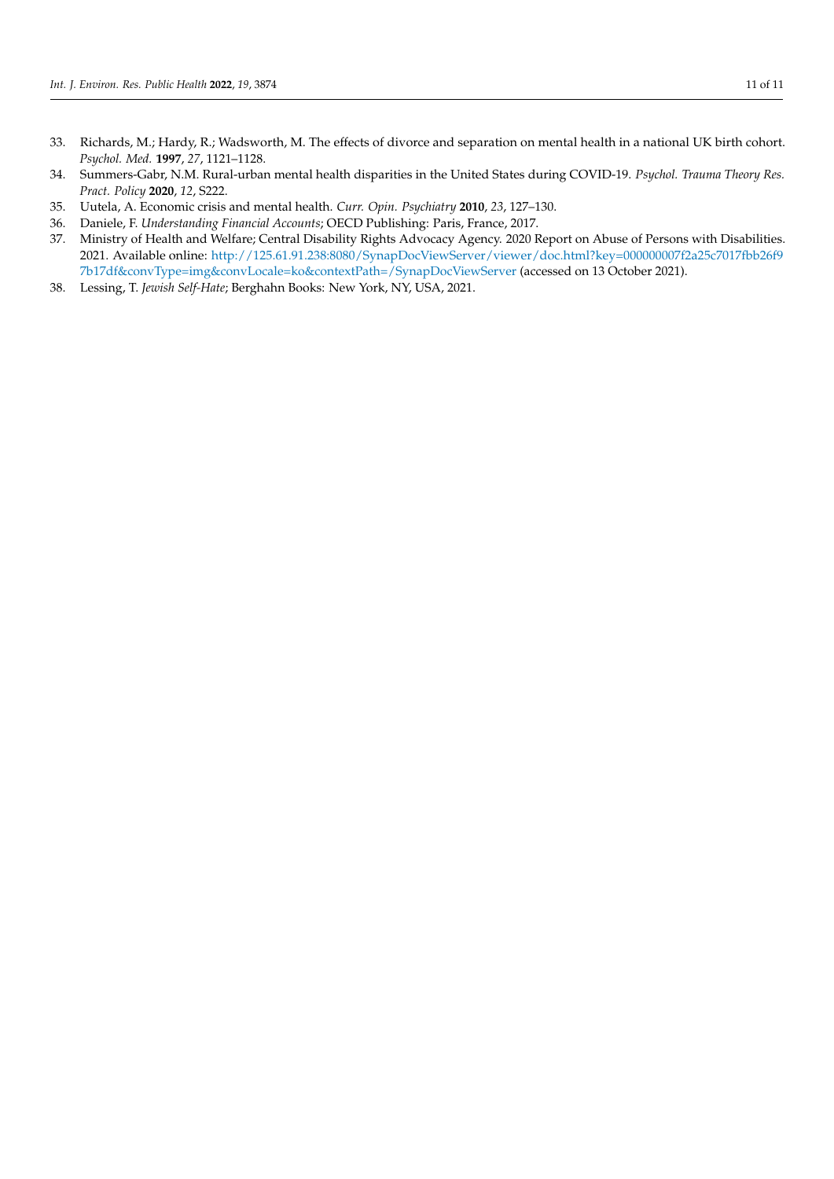33. Richards, M.; Hardy, R.; Wadsworth, M. The effects of divorce and separation on mental health in a national UK birth cohort. *Psychol. Med.* **1997**, *27*, 1121–1128.
34. Summers-Gabr, N.M. Rural-urban mental health disparities in the United States during COVID-19. *Psychol. Trauma Theory Res. Pract. Policy* **2020**, *12*, S222.
35. Uutela, A. Economic crisis and mental health. *Curr. Opin. Psychiatry* **2010**, *23*, 127–130.
36. Daniele, F. *Understanding Financial Accounts*; OECD Publishing: Paris, France, 2017.
37. Ministry of Health and Welfare; Central Disability Rights Advocacy Agency. 2020 Report on Abuse of Persons with Disabilities. 2021. Available online: http://125.61.91.238:8080/SynapDocViewServer/viewer/doc.html?key=000000007f2a25c7017fbb26f97b17df&convType=img&convLocale=ko&contextPath=/SynapDocViewServer (accessed on 13 October 2021).
38. Lessing, T. *Jewish Self-Hate*; Berghahn Books: New York, NY, USA, 2021.